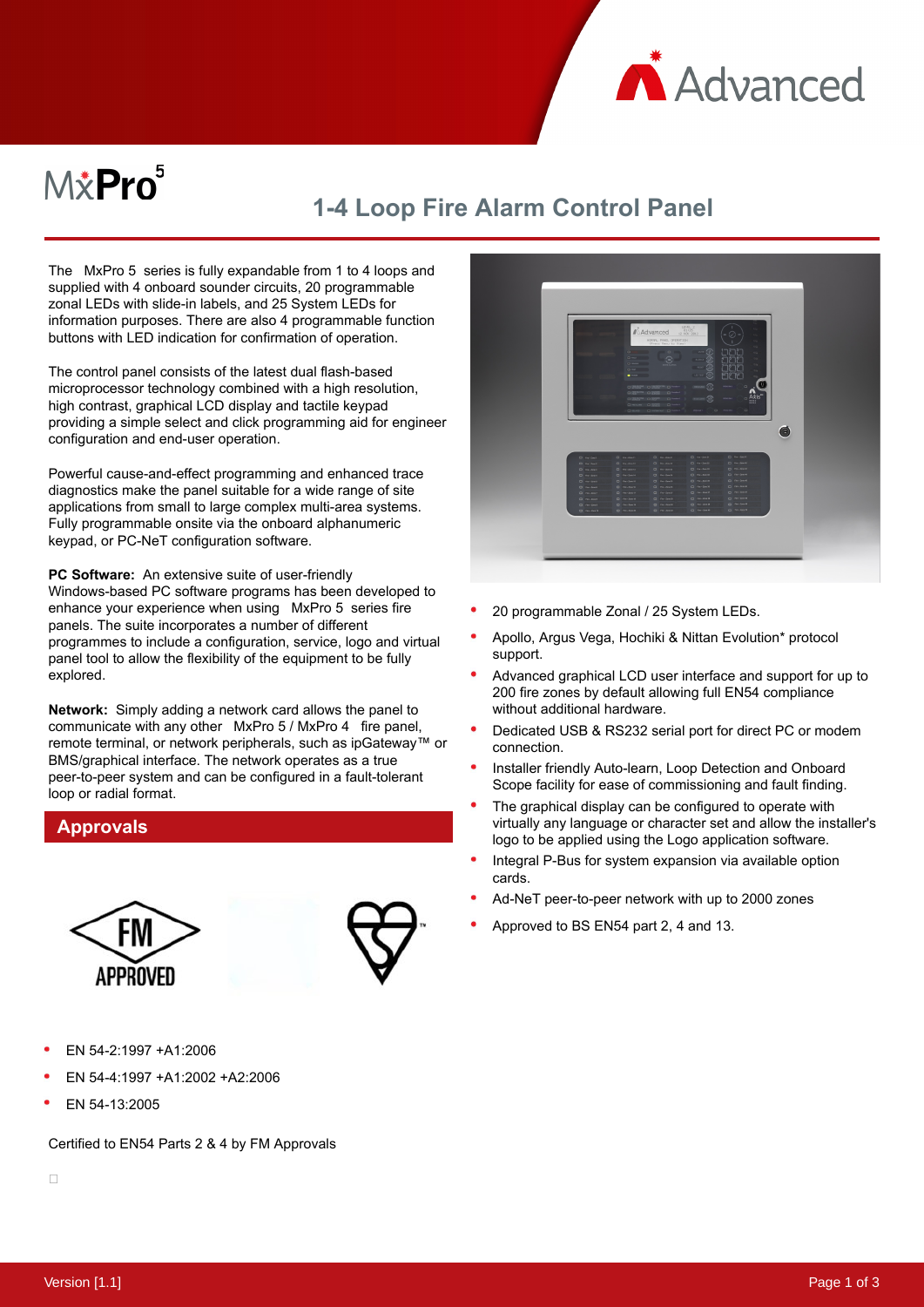# MxPro 5

## 1-4 Loop Fire Alarm Control Panel

The MxPro 5 series is fully expandable from 1 to 4 loops and supplied with 4 onboard sounder circuits, 20 programmable zonal LEDs with slide-in labels, and 25 System LEDs for information purposes. There are also 4 programmable function buttons with LED indication for confirmation of operation.

The control panel consists of the latest dual flash-based microprocessor technology combined with a high resolution, high contrast, graphical LCD display and tactile keypad providing a simple select and click programming aid for engineer configuration and end-user operation.

Powerful cause-and-effect programming and enhanced trace diagnostics make the panel suitable for a wide range of site applications from small to large complex multi-area systems. Fully programmable onsite via the onboard alphanumeric keypad, or PC-NeT configuration software.

**PC Software:** An extensive suite of user-friendly Windows-based PC software programs has been developed to enhance your experience when using MxPro 5 series fire panels. The suite incorporates a number of different programmes to include a configuration, service, logo and virtual panel tool to allow the flexibility of the equipment to be fully explored.

**Network:** Simply adding a network card allows the panel to communicate with any other MxPro 5 / MxPro 4 fire panel, remote terminal, or network peripherals, such as ipGateway™ or BMS/graphical interface. The network operates as a true peer-to-peer system and can be configured in a fault-tolerant loop or radial format.

## Approvals

- EN 54-2:1997 +A1:2006
- EN 54-4:1997 +A1:2002 +A2:2006
- EN 54-13:2005

Certified to EN54 Parts 2 & 4 by FM Approvals

- 20 programmable Zonal / 25 System LEDs.
- Apollo, Argus Vega, Hochiki & Nittan Evolution* protocol support.
- Advanced graphical LCD user interface and support for up to 200 fire zones by default allowing full EN54 compliance without additional hardware.
- Dedicated USB & RS232 serial port for direct PC or modem connection.
- Installer friendly Auto-learn, Loop Detection and Onboard Scope facility for ease of commissioning and fault finding.
- The graphical display can be configured to operate with virtually any language or character set and allow the installer's logo to be applied using the Logo application software.
- Integral P-Bus for system expansion via available option cards.
- Ad-NeT peer-to-peer network with up to 2000 zones
- Approved to BS EN54 part 2, 4 and 13.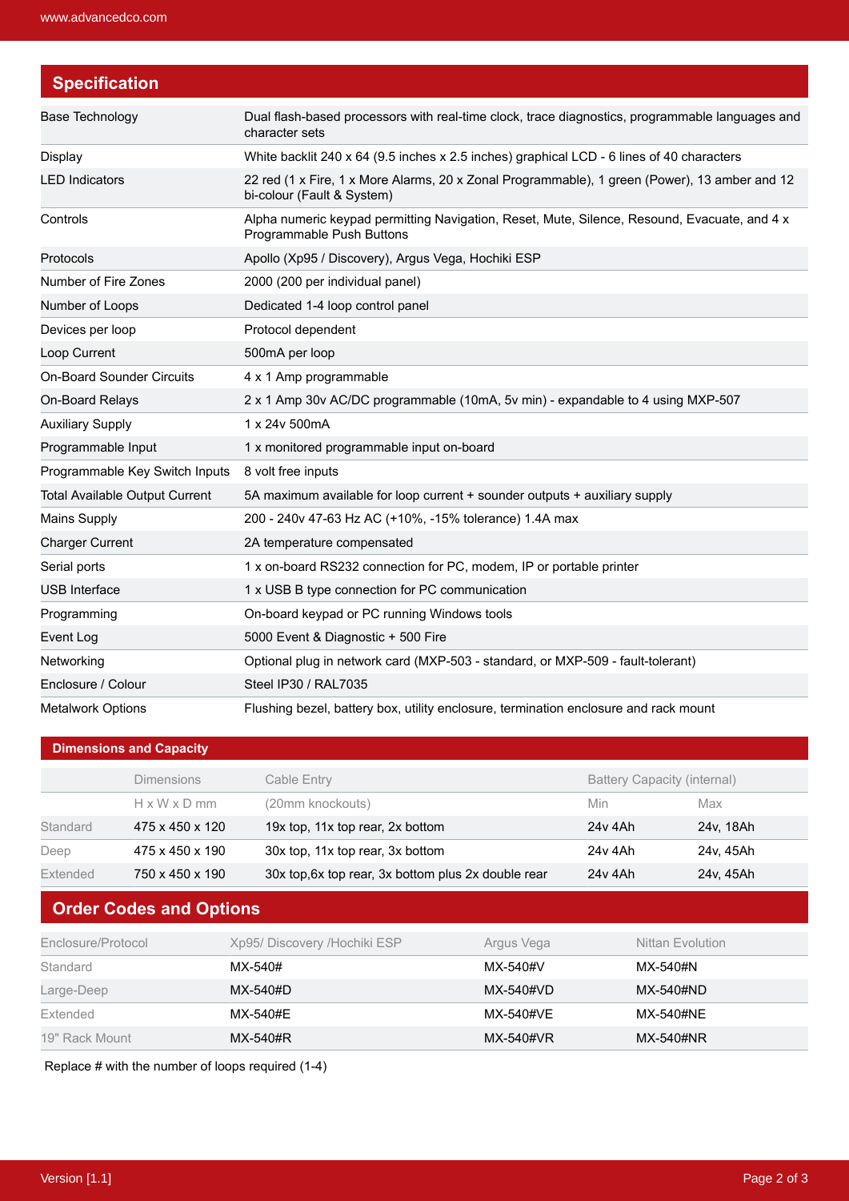## Specification

| | |
|---|---|
| Base Technology | Dual flash-based processors with real-time clock, trace diagnostics, programmable languages and character sets |
| Display | White backlit 240 x 64 (9.5 inches x 2.5 inches) graphical LCD - 6 lines of 40 characters |
| LED Indicators | 22 red (1 x Fire, 1 x More Alarms, 20 x Zonal Programmable), 1 green (Power), 13 amber and 12 bi-colour (Fault & System) |
| Controls | Alpha numeric keypad permitting Navigation, Reset, Mute, Silence, Resound, Evacuate, and 4 x Programmable Push Buttons |
| Protocols | Apollo (Xp95 / Discovery), Argus Vega, Hochiki ESP |
| Number of Fire Zones | 2000 (200 per individual panel) |
| Number of Loops | Dedicated 1-4 loop control panel |
| Devices per loop | Protocol dependent |
| Loop Current | 500mA per loop |
| On-Board Sounder Circuits | 4 x 1 Amp programmable |
| On-Board Relays | 2 x 1 Amp 30v AC/DC programmable (10mA, 5v min) - expandable to 4 using MXP-507 |
| Auxiliary Supply | 1 x 24v 500mA |
| Programmable Input | 1 x monitored programmable input on-board |
| Programmable Key Switch Inputs | 8 volt free inputs |
| Total Available Output Current | 5A maximum available for loop current + sounder outputs + auxiliary supply |
| Mains Supply | 200 - 240v 47-63 Hz AC (+10%, -15% tolerance) 1.4A max |
| Charger Current | 2A temperature compensated |
| Serial ports | 1 x on-board RS232 connection for PC, modem, IP or portable printer |
| USB Interface | 1 x USB B type connection for PC communication |
| Programming | On-board keypad or PC running Windows tools |
| Event Log | 5000 Event & Diagnostic + 500 Fire |
| Networking | Optional plug in network card (MXP-503 - standard, or MXP-509 - fault-tolerant) |
| Enclosure / Colour | Steel IP30 / RAL7035 |
| Metalwork Options | Flushing bezel, battery box, utility enclosure, termination enclosure and rack mount |

### Dimensions and Capacity

| | Dimensions | Cable Entry | Battery Capacity (internal) | |
|---|---|---|---|---|
| | H x W x D mm | (20mm knockouts) | Min | Max |
| Standard | 475 x 450 x 120 | 19x top, 11x top rear, 2x bottom | 24v 4Ah | 24v, 18Ah |
| Deep | 475 x 450 x 190 | 30x top, 11x top rear, 3x bottom | 24v 4Ah | 24v, 45Ah |
| Extended | 750 x 450 x 190 | 30x top,6x top rear, 3x bottom plus 2x double rear | 24v 4Ah | 24v, 45Ah |

## Order Codes and Options

| Enclosure/Protocol | Xp95/ Discovery /Hochiki ESP | Argus Vega | Nittan Evolution |
|---|---|---|---|
| Standard | MX-540# | MX-540#V | MX-540#N |
| Large-Deep | MX-540#D | MX-540#VD | MX-540#ND |
| Extended | MX-540#E | MX-540#VE | MX-540#NE |
| 19" Rack Mount | MX-540#R | MX-540#VR | MX-540#NR |

Replace # with the number of loops required (1-4)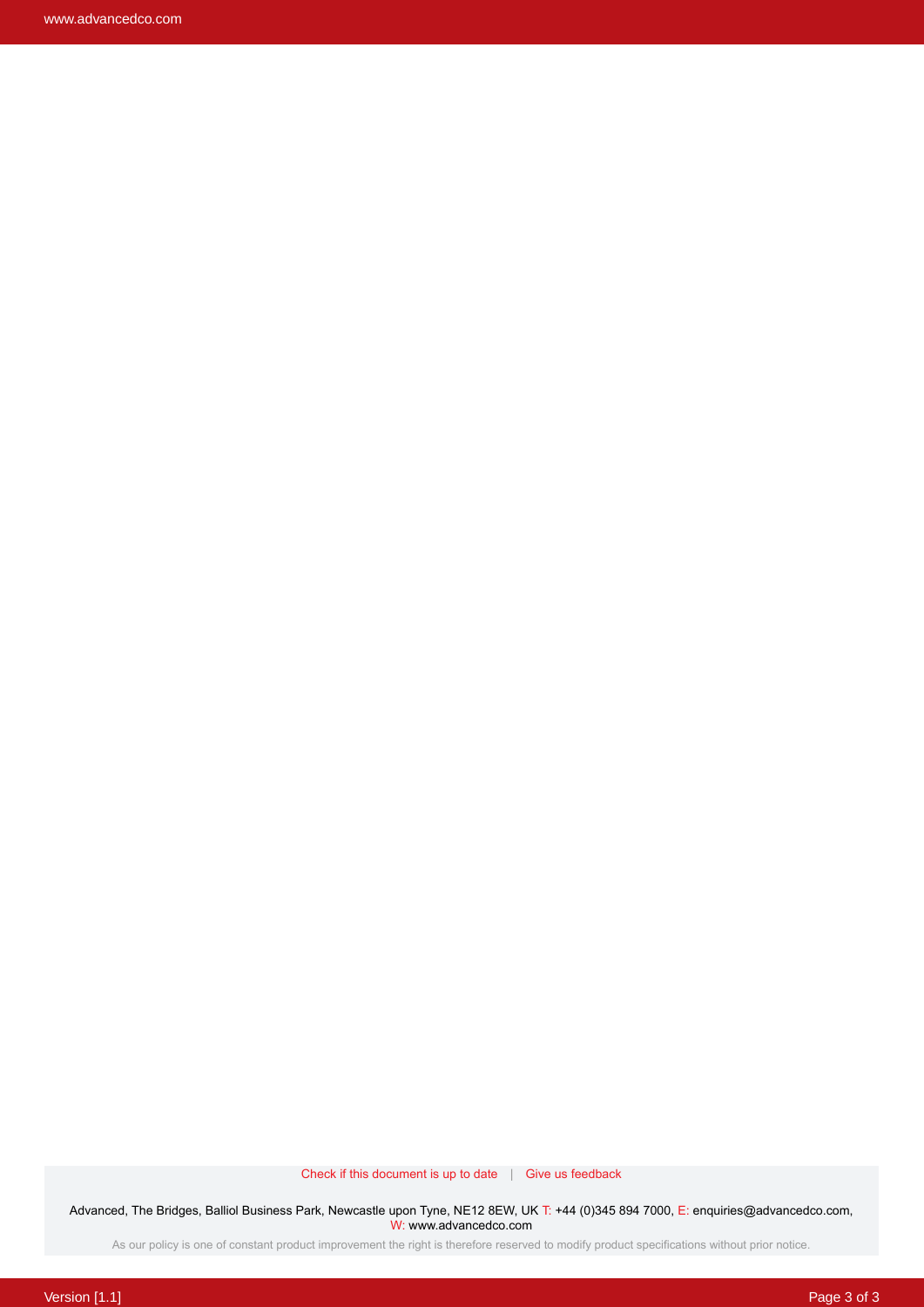Check if this document is up to date | Give us feedback

Advanced, The Bridges, Balliol Business Park, Newcastle upon Tyne, NE12 8EW, UK T: +44 (0)345 894 7000, E: enquiries@advancedco.com, W: www.advancedco.com

As our policy is one of constant product improvement the right is therefore reserved to modify product specifications without prior notice.